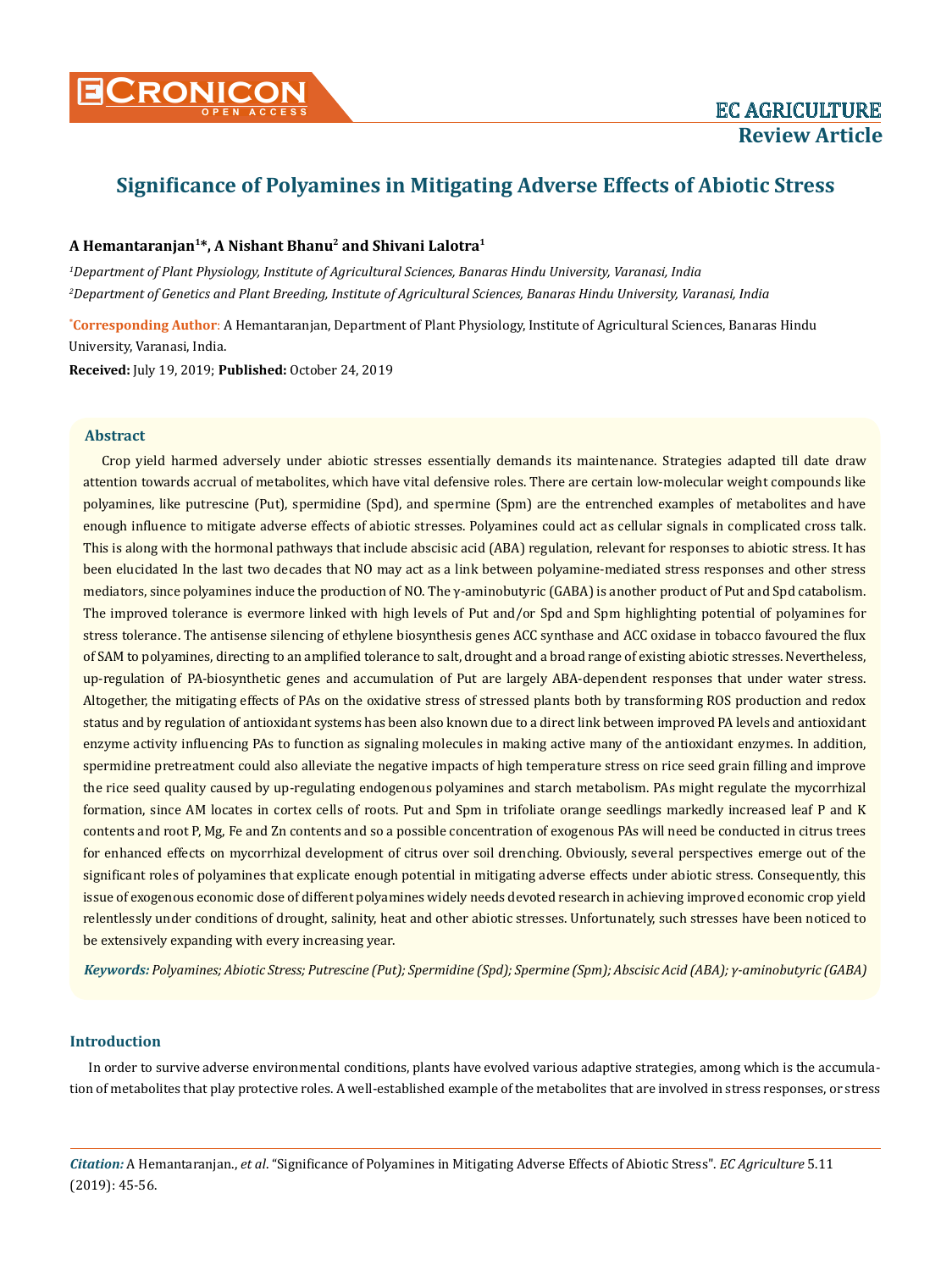EC AGRICULTURE
**Review Article**

# Significance of Polyamines in Mitigating Adverse Effects of Abiotic Stress

**A Hemantaranjan[1]*, A Nishant Bhanu[2] and Shivani Lalotra[1]**

*[1]Department of Plant Physiology, Institute of Agricultural Sciences, Banaras Hindu University, Varanasi, India*

*[2]Department of Genetics and Plant Breeding, Institute of Agricultural Sciences, Banaras Hindu University, Varanasi, India*

***Corresponding Author**: A Hemantaranjan, Department of Plant Physiology, Institute of Agricultural Sciences, Banaras Hindu University, Varanasi, India.

**Received:** July 19, 2019; **Published:** October 24, 2019

## Abstract

Crop yield harmed adversely under abiotic stresses essentially demands its maintenance. Strategies adapted till date draw attention towards accrual of metabolites, which have vital defensive roles. There are certain low-molecular weight compounds like polyamines, like putrescine (Put), spermidine (Spd), and spermine (Spm) are the entrenched examples of metabolites and have enough influence to mitigate adverse effects of abiotic stresses. Polyamines could act as cellular signals in complicated cross talk. This is along with the hormonal pathways that include abscisic acid (ABA) regulation, relevant for responses to abiotic stress. It has been elucidated In the last two decades that NO may act as a link between polyamine-mediated stress responses and other stress mediators, since polyamines induce the production of NO. The γ-aminobutyric (GABA) is another product of Put and Spd catabolism. The improved tolerance is evermore linked with high levels of Put and/or Spd and Spm highlighting potential of polyamines for stress tolerance. The antisense silencing of ethylene biosynthesis genes ACC synthase and ACC oxidase in tobacco favoured the flux of SAM to polyamines, directing to an amplified tolerance to salt, drought and a broad range of existing abiotic stresses. Nevertheless, up-regulation of PA-biosynthetic genes and accumulation of Put are largely ABA-dependent responses that under water stress. Altogether, the mitigating effects of PAs on the oxidative stress of stressed plants both by transforming ROS production and redox status and by regulation of antioxidant systems has been also known due to a direct link between improved PA levels and antioxidant enzyme activity influencing PAs to function as signaling molecules in making active many of the antioxidant enzymes. In addition, spermidine pretreatment could also alleviate the negative impacts of high temperature stress on rice seed grain filling and improve the rice seed quality caused by up-regulating endogenous polyamines and starch metabolism. PAs might regulate the mycorrhizal formation, since AM locates in cortex cells of roots. Put and Spm in trifoliate orange seedlings markedly increased leaf P and K contents and root P, Mg, Fe and Zn contents and so a possible concentration of exogenous PAs will need be conducted in citrus trees for enhanced effects on mycorrhizal development of citrus over soil drenching. Obviously, several perspectives emerge out of the significant roles of polyamines that explicate enough potential in mitigating adverse effects under abiotic stress. Consequently, this issue of exogenous economic dose of different polyamines widely needs devoted research in achieving improved economic crop yield relentlessly under conditions of drought, salinity, heat and other abiotic stresses. Unfortunately, such stresses have been noticed to be extensively expanding with every increasing year.

***Keywords:*** *Polyamines; Abiotic Stress; Putrescine (Put); Spermidine (Spd); Spermine (Spm); Abscisic Acid (ABA); γ-aminobutyric (GABA)*

## Introduction

In order to survive adverse environmental conditions, plants have evolved various adaptive strategies, among which is the accumulation of metabolites that play protective roles. A well-established example of the metabolites that are involved in stress responses, or stress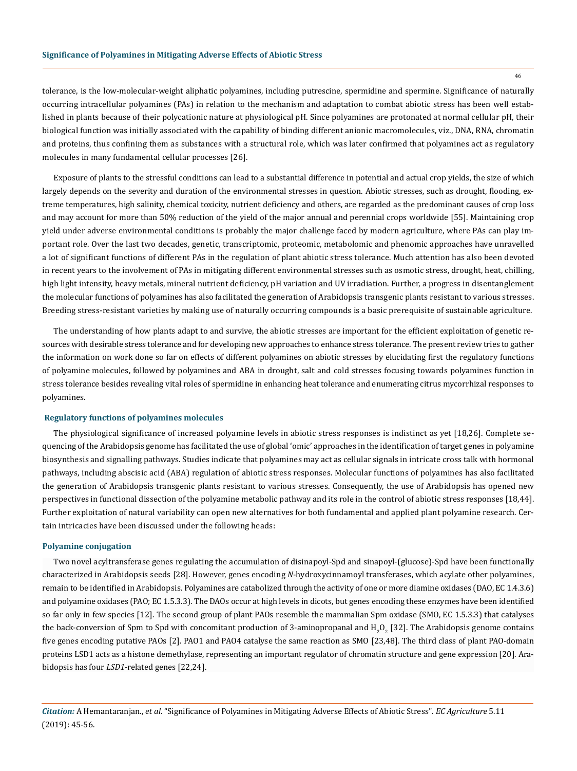tolerance, is the low-molecular-weight aliphatic polyamines, including putrescine, spermidine and spermine. Significance of naturally occurring intracellular polyamines (PAs) in relation to the mechanism and adaptation to combat abiotic stress has been well established in plants because of their polycationic nature at physiological pH. Since polyamines are protonated at normal cellular pH, their biological function was initially associated with the capability of binding different anionic macromolecules, viz., DNA, RNA, chromatin and proteins, thus confining them as substances with a structural role, which was later confirmed that polyamines act as regulatory molecules in many fundamental cellular processes [26].

Exposure of plants to the stressful conditions can lead to a substantial difference in potential and actual crop yields, the size of which largely depends on the severity and duration of the environmental stresses in question. Abiotic stresses, such as drought, flooding, extreme temperatures, high salinity, chemical toxicity, nutrient deficiency and others, are regarded as the predominant causes of crop loss and may account for more than 50% reduction of the yield of the major annual and perennial crops worldwide [55]. Maintaining crop yield under adverse environmental conditions is probably the major challenge faced by modern agriculture, where PAs can play important role. Over the last two decades, genetic, transcriptomic, proteomic, metabolomic and phenomic approaches have unravelled a lot of significant functions of different PAs in the regulation of plant abiotic stress tolerance. Much attention has also been devoted in recent years to the involvement of PAs in mitigating different environmental stresses such as osmotic stress, drought, heat, chilling, high light intensity, heavy metals, mineral nutrient deficiency, pH variation and UV irradiation. Further, a progress in disentanglement the molecular functions of polyamines has also facilitated the generation of Arabidopsis transgenic plants resistant to various stresses. Breeding stress-resistant varieties by making use of naturally occurring compounds is a basic prerequisite of sustainable agriculture.

The understanding of how plants adapt to and survive, the abiotic stresses are important for the efficient exploitation of genetic resources with desirable stress tolerance and for developing new approaches to enhance stress tolerance. The present review tries to gather the information on work done so far on effects of different polyamines on abiotic stresses by elucidating first the regulatory functions of polyamine molecules, followed by polyamines and ABA in drought, salt and cold stresses focusing towards polyamines function in stress tolerance besides revealing vital roles of spermidine in enhancing heat tolerance and enumerating citrus mycorrhizal responses to polyamines.

## Regulatory functions of polyamines molecules

The physiological significance of increased polyamine levels in abiotic stress responses is indistinct as yet [18,26]. Complete sequencing of the Arabidopsis genome has facilitated the use of global 'omic' approaches in the identification of target genes in polyamine biosynthesis and signalling pathways. Studies indicate that polyamines may act as cellular signals in intricate cross talk with hormonal pathways, including abscisic acid (ABA) regulation of abiotic stress responses. Molecular functions of polyamines has also facilitated the generation of Arabidopsis transgenic plants resistant to various stresses. Consequently, the use of Arabidopsis has opened new perspectives in functional dissection of the polyamine metabolic pathway and its role in the control of abiotic stress responses [18,44]. Further exploitation of natural variability can open new alternatives for both fundamental and applied plant polyamine research. Certain intricacies have been discussed under the following heads:

### Polyamine conjugation

Two novel acyltransferase genes regulating the accumulation of disinapoyl-Spd and sinapoyl-(glucose)-Spd have been functionally characterized in Arabidopsis seeds [28]. However, genes encoding *N*-hydroxycinnamoyl transferases, which acylate other polyamines, remain to be identified in Arabidopsis. Polyamines are catabolized through the activity of one or more diamine oxidases (DAO, EC 1.4.3.6) and polyamine oxidases (PAO; EC 1.5.3.3). The DAOs occur at high levels in dicots, but genes encoding these enzymes have been identified so far only in few species [12]. The second group of plant PAOs resemble the mammalian Spm oxidase (SMO, EC 1.5.3.3) that catalyses the back-conversion of Spm to Spd with concomitant production of 3-aminopropanal and $H_2O_2$ [32]. The Arabidopsis genome contains five genes encoding putative PAOs [2]. PAO1 and PAO4 catalyse the same reaction as SMO [23,48]. The third class of plant PAO-domain proteins LSD1 acts as a histone demethylase, representing an important regulator of chromatin structure and gene expression [20]. Arabidopsis has four *LSD1*-related genes [22,24].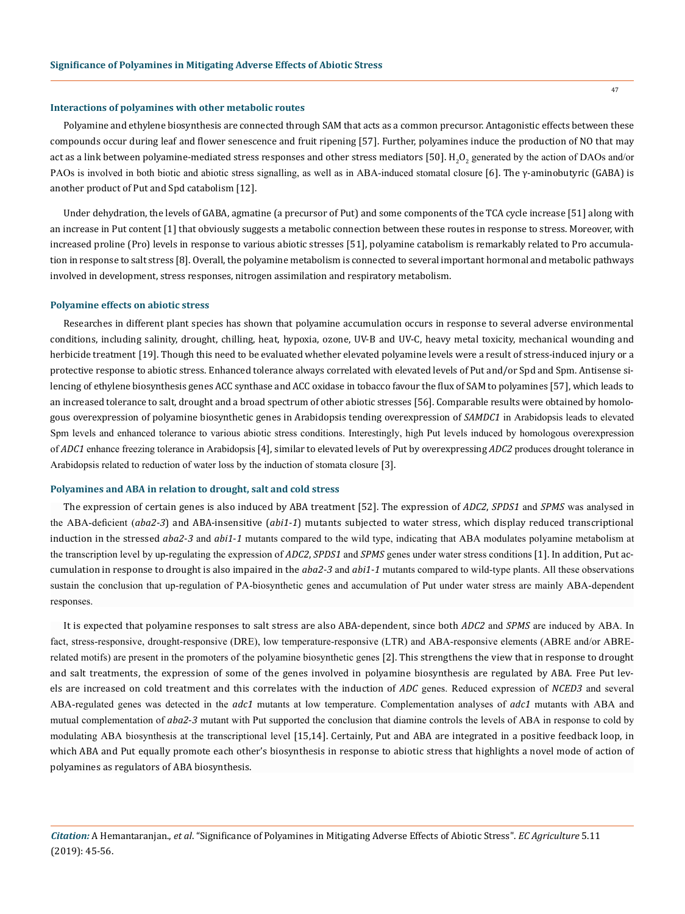### Interactions of polyamines with other metabolic routes

Polyamine and ethylene biosynthesis are connected through SAM that acts as a common precursor. Antagonistic effects between these compounds occur during leaf and flower senescence and fruit ripening [57]. Further, polyamines induce the production of NO that may act as a link between polyamine-mediated stress responses and other stress mediators [50]. $H_2O_2$ generated by the action of DAOs and/or PAOs is involved in both biotic and abiotic stress signalling, as well as in ABA-induced stomatal closure [6]. The γ-aminobutyric (GABA) is another product of Put and Spd catabolism [12].

Under dehydration, the levels of GABA, agmatine (a precursor of Put) and some components of the TCA cycle increase [51] along with an increase in Put content [1] that obviously suggests a metabolic connection between these routes in response to stress. Moreover, with increased proline (Pro) levels in response to various abiotic stresses [51], polyamine catabolism is remarkably related to Pro accumulation in response to salt stress [8]. Overall, the polyamine metabolism is connected to several important hormonal and metabolic pathways involved in development, stress responses, nitrogen assimilation and respiratory metabolism.

### Polyamine effects on abiotic stress

Researches in different plant species has shown that polyamine accumulation occurs in response to several adverse environmental conditions, including salinity, drought, chilling, heat, hypoxia, ozone, UV-B and UV-C, heavy metal toxicity, mechanical wounding and herbicide treatment [19]. Though this need to be evaluated whether elevated polyamine levels were a result of stress-induced injury or a protective response to abiotic stress. Enhanced tolerance always correlated with elevated levels of Put and/or Spd and Spm. Antisense silencing of ethylene biosynthesis genes ACC synthase and ACC oxidase in tobacco favour the flux of SAM to polyamines [57], which leads to an increased tolerance to salt, drought and a broad spectrum of other abiotic stresses [56]. Comparable results were obtained by homologous overexpression of polyamine biosynthetic genes in Arabidopsis tending overexpression of *SAMDC1* in Arabidopsis leads to elevated Spm levels and enhanced tolerance to various abiotic stress conditions. Interestingly, high Put levels induced by homologous overexpression of *ADC1* enhance freezing tolerance in Arabidopsis [4], similar to elevated levels of Put by overexpressing *ADC2* produces drought tolerance in Arabidopsis related to reduction of water loss by the induction of stomata closure [3].

### Polyamines and ABA in relation to drought, salt and cold stress

The expression of certain genes is also induced by ABA treatment [52]. The expression of *ADC2*, *SPDS1* and *SPMS* was analysed in the ABA-deficient (*aba2-3*) and ABA-insensitive (*abi1-1*) mutants subjected to water stress, which display reduced transcriptional induction in the stressed *aba2-3* and *abi1-1* mutants compared to the wild type, indicating that ABA modulates polyamine metabolism at the transcription level by up-regulating the expression of *ADC2*, *SPDS1* and *SPMS* genes under water stress conditions [1]. In addition, Put accumulation in response to drought is also impaired in the *aba2-3* and *abi1-1* mutants compared to wild-type plants. All these observations sustain the conclusion that up-regulation of PA-biosynthetic genes and accumulation of Put under water stress are mainly ABA-dependent responses.

It is expected that polyamine responses to salt stress are also ABA-dependent, since both *ADC2* and *SPMS* are induced by ABA. In fact, stress-responsive, drought-responsive (DRE), low temperature-responsive (LTR) and ABA-responsive elements (ABRE and/or ABRE-related motifs) are present in the promoters of the polyamine biosynthetic genes [2]. This strengthens the view that in response to drought and salt treatments, the expression of some of the genes involved in polyamine biosynthesis are regulated by ABA. Free Put levels are increased on cold treatment and this correlates with the induction of *ADC* genes. Reduced expression of *NCED3* and several ABA-regulated genes was detected in the *adc1* mutants at low temperature. Complementation analyses of *adc1* mutants with ABA and mutual complementation of *aba2-3* mutant with Put supported the conclusion that diamine controls the levels of ABA in response to cold by modulating ABA biosynthesis at the transcriptional level [15,14]. Certainly, Put and ABA are integrated in a positive feedback loop, in which ABA and Put equally promote each other's biosynthesis in response to abiotic stress that highlights a novel mode of action of polyamines as regulators of ABA biosynthesis.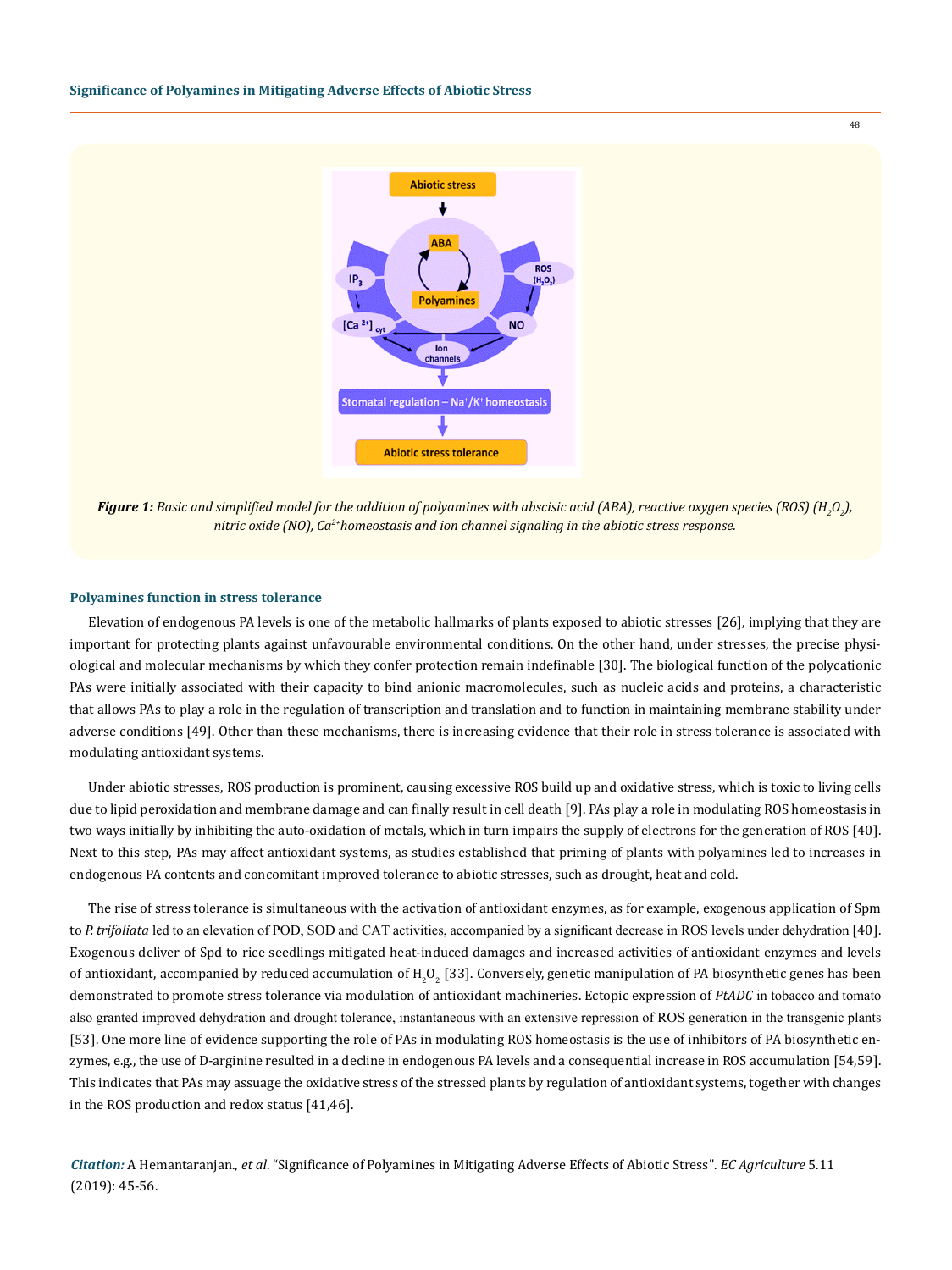*Figure 1: Basic and simplified model for the addition of polyamines with abscisic acid (ABA), reactive oxygen species (ROS) ($H_2O_2$), nitric oxide (NO), $Ca^{2+}$homeostasis and ion channel signaling in the abiotic stress response.*

### Polyamines function in stress tolerance

Elevation of endogenous PA levels is one of the metabolic hallmarks of plants exposed to abiotic stresses [26], implying that they are important for protecting plants against unfavourable environmental conditions. On the other hand, under stresses, the precise physiological and molecular mechanisms by which they confer protection remain indefinable [30]. The biological function of the polycationic PAs were initially associated with their capacity to bind anionic macromolecules, such as nucleic acids and proteins, a characteristic that allows PAs to play a role in the regulation of transcription and translation and to function in maintaining membrane stability under adverse conditions [49]. Other than these mechanisms, there is increasing evidence that their role in stress tolerance is associated with modulating antioxidant systems.

Under abiotic stresses, ROS production is prominent, causing excessive ROS build up and oxidative stress, which is toxic to living cells due to lipid peroxidation and membrane damage and can finally result in cell death [9]. PAs play a role in modulating ROS homeostasis in two ways initially by inhibiting the auto-oxidation of metals, which in turn impairs the supply of electrons for the generation of ROS [40]. Next to this step, PAs may affect antioxidant systems, as studies established that priming of plants with polyamines led to increases in endogenous PA contents and concomitant improved tolerance to abiotic stresses, such as drought, heat and cold.

The rise of stress tolerance is simultaneous with the activation of antioxidant enzymes, as for example, exogenous application of Spm to *P. trifoliata* led to an elevation of POD, SOD and CAT activities, accompanied by a significant decrease in ROS levels under dehydration [40]. Exogenous deliver of Spd to rice seedlings mitigated heat-induced damages and increased activities of antioxidant enzymes and levels of antioxidant, accompanied by reduced accumulation of $H_2O_2$ [33]. Conversely, genetic manipulation of PA biosynthetic genes has been demonstrated to promote stress tolerance via modulation of antioxidant machineries. Ectopic expression of *PtADC* in tobacco and tomato also granted improved dehydration and drought tolerance, instantaneous with an extensive repression of ROS generation in the transgenic plants [53]. One more line of evidence supporting the role of PAs in modulating ROS homeostasis is the use of inhibitors of PA biosynthetic enzymes, e.g., the use of D-arginine resulted in a decline in endogenous PA levels and a consequential increase in ROS accumulation [54,59]. This indicates that PAs may assuage the oxidative stress of the stressed plants by regulation of antioxidant systems, together with changes in the ROS production and redox status [41,46].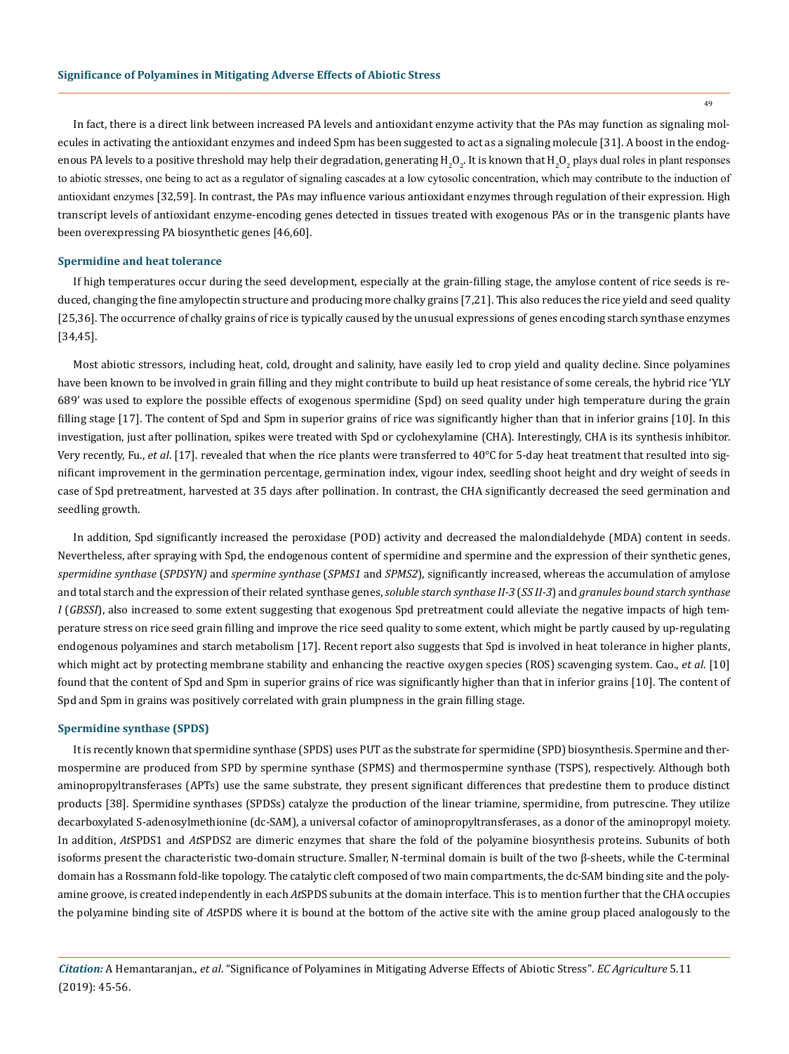In fact, there is a direct link between increased PA levels and antioxidant enzyme activity that the PAs may function as signaling molecules in activating the antioxidant enzymes and indeed Spm has been suggested to act as a signaling molecule [31]. A boost in the endogenous PA levels to a positive threshold may help their degradation, generating $H_2O_2$. It is known that $H_2O_2$ plays dual roles in plant responses to abiotic stresses, one being to act as a regulator of signaling cascades at a low cytosolic concentration, which may contribute to the induction of antioxidant enzymes [32,59]. In contrast, the PAs may influence various antioxidant enzymes through regulation of their expression. High transcript levels of antioxidant enzyme-encoding genes detected in tissues treated with exogenous PAs or in the transgenic plants have been overexpressing PA biosynthetic genes [46,60].

### Spermidine and heat tolerance

If high temperatures occur during the seed development, especially at the grain-filling stage, the amylose content of rice seeds is reduced, changing the fine amylopectin structure and producing more chalky grains [7,21]. This also reduces the rice yield and seed quality [25,36]. The occurrence of chalky grains of rice is typically caused by the unusual expressions of genes encoding starch synthase enzymes [34,45].

Most abiotic stressors, including heat, cold, drought and salinity, have easily led to crop yield and quality decline. Since polyamines have been known to be involved in grain filling and they might contribute to build up heat resistance of some cereals, the hybrid rice 'YLY 689' was used to explore the possible effects of exogenous spermidine (Spd) on seed quality under high temperature during the grain filling stage [17]. The content of Spd and Spm in superior grains of rice was significantly higher than that in inferior grains [10]. In this investigation, just after pollination, spikes were treated with Spd or cyclohexylamine (CHA). Interestingly, CHA is its synthesis inhibitor. Very recently, Fu., *et al*. [17]. revealed that when the rice plants were transferred to 40°C for 5-day heat treatment that resulted into significant improvement in the germination percentage, germination index, vigour index, seedling shoot height and dry weight of seeds in case of Spd pretreatment, harvested at 35 days after pollination. In contrast, the CHA significantly decreased the seed germination and seedling growth.

In addition, Spd significantly increased the peroxidase (POD) activity and decreased the malondialdehyde (MDA) content in seeds. Nevertheless, after spraying with Spd, the endogenous content of spermidine and spermine and the expression of their synthetic genes, *spermidine synthase* (*SPDSYN)* and *spermine synthase* (*SPMS1* and *SPMS2*), significantly increased, whereas the accumulation of amylose and total starch and the expression of their related synthase genes, *soluble starch synthase II-3* (*SS II-3*) and *granules bound starch synthase I* (*GBSSI*), also increased to some extent suggesting that exogenous Spd pretreatment could alleviate the negative impacts of high temperature stress on rice seed grain filling and improve the rice seed quality to some extent, which might be partly caused by up-regulating endogenous polyamines and starch metabolism [17]. Recent report also suggests that Spd is involved in heat tolerance in higher plants, which might act by protecting membrane stability and enhancing the reactive oxygen species (ROS) scavenging system. Cao., *et al*. [10] found that the content of Spd and Spm in superior grains of rice was significantly higher than that in inferior grains [10]. The content of Spd and Spm in grains was positively correlated with grain plumpness in the grain filling stage.

### Spermidine synthase (SPDS)

It is recently known that spermidine synthase (SPDS) uses PUT as the substrate for spermidine (SPD) biosynthesis. Spermine and thermospermine are produced from SPD by spermine synthase (SPMS) and thermospermine synthase (TSPS), respectively. Although both aminopropyltransferases (APTs) use the same substrate, they present significant differences that predestine them to produce distinct products [38]. Spermidine synthases (SPDSs) catalyze the production of the linear triamine, spermidine, from putrescine. They utilize decarboxylated S-adenosylmethionine (dc-SAM), a universal cofactor of aminopropyltransferases, as a donor of the aminopropyl moiety. In addition, *At*SPDS1 and *At*SPDS2 are dimeric enzymes that share the fold of the polyamine biosynthesis proteins. Subunits of both isoforms present the characteristic two-domain structure. Smaller, N-terminal domain is built of the two β-sheets, while the C-terminal domain has a Rossmann fold-like topology. The catalytic cleft composed of two main compartments, the dc-SAM binding site and the polyamine groove, is created independently in each *At*SPDS subunits at the domain interface. This is to mention further that the CHA occupies the polyamine binding site of *At*SPDS where it is bound at the bottom of the active site with the amine group placed analogously to the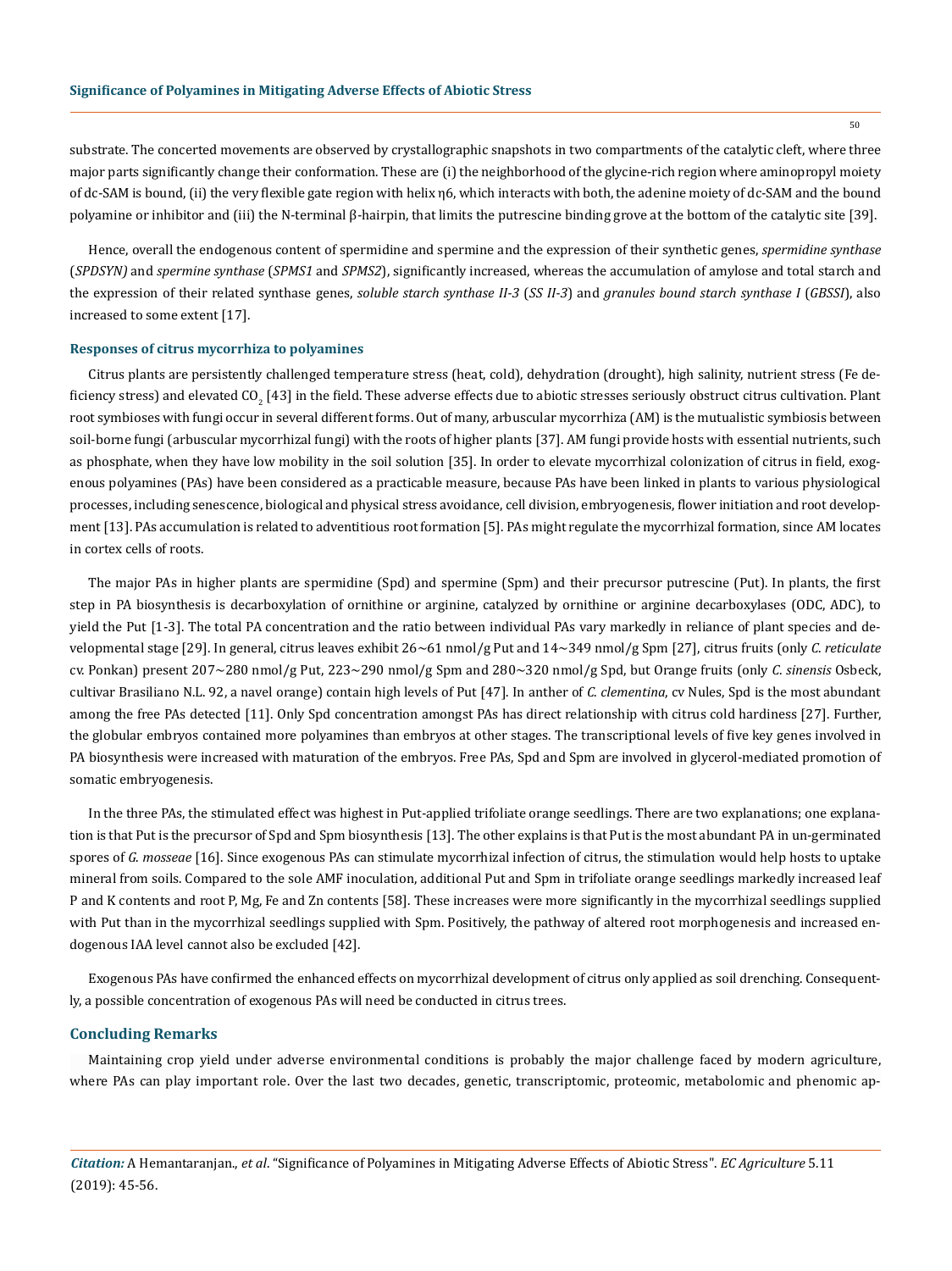substrate. The concerted movements are observed by crystallographic snapshots in two compartments of the catalytic cleft, where three major parts significantly change their conformation. These are (i) the neighborhood of the glycine-rich region where aminopropyl moiety of dc-SAM is bound, (ii) the very flexible gate region with helix η6, which interacts with both, the adenine moiety of dc-SAM and the bound polyamine or inhibitor and (iii) the N-terminal β-hairpin, that limits the putrescine binding grove at the bottom of the catalytic site [39].

Hence, overall the endogenous content of spermidine and spermine and the expression of their synthetic genes, *spermidine synthase* (*SPDSYN)* and *spermine synthase* (*SPMS1* and *SPMS2*), significantly increased, whereas the accumulation of amylose and total starch and the expression of their related synthase genes, *soluble starch synthase II-3* (*SS II-3*) and *granules bound starch synthase I* (*GBSSI*), also increased to some extent [17].

### Responses of citrus mycorrhiza to polyamines

Citrus plants are persistently challenged temperature stress (heat, cold), dehydration (drought), high salinity, nutrient stress (Fe deficiency stress) and elevated $CO_2$ [43] in the field. These adverse effects due to abiotic stresses seriously obstruct citrus cultivation. Plant root symbioses with fungi occur in several different forms. Out of many, arbuscular mycorrhiza (AM) is the mutualistic symbiosis between soil-borne fungi (arbuscular mycorrhizal fungi) with the roots of higher plants [37]. AM fungi provide hosts with essential nutrients, such as phosphate, when they have low mobility in the soil solution [35]. In order to elevate mycorrhizal colonization of citrus in field, exogenous polyamines (PAs) have been considered as a practicable measure, because PAs have been linked in plants to various physiological processes, including senescence, biological and physical stress avoidance, cell division, embryogenesis, flower initiation and root development [13]. PAs accumulation is related to adventitious root formation [5]. PAs might regulate the mycorrhizal formation, since AM locates in cortex cells of roots.

The major PAs in higher plants are spermidine (Spd) and spermine (Spm) and their precursor putrescine (Put). In plants, the first step in PA biosynthesis is decarboxylation of ornithine or arginine, catalyzed by ornithine or arginine decarboxylases (ODC, ADC), to yield the Put [1-3]. The total PA concentration and the ratio between individual PAs vary markedly in reliance of plant species and developmental stage [29]. In general, citrus leaves exhibit 26~61 nmol/g Put and 14~349 nmol/g Spm [27], citrus fruits (only *C. reticulate* cv. Ponkan) present 207~280 nmol/g Put, 223~290 nmol/g Spm and 280~320 nmol/g Spd, but Orange fruits (only *C. sinensis* Osbeck, cultivar Brasiliano N.L. 92, a navel orange) contain high levels of Put [47]. In anther of *C. clementina*, cv Nules, Spd is the most abundant among the free PAs detected [11]. Only Spd concentration amongst PAs has direct relationship with citrus cold hardiness [27]. Further, the globular embryos contained more polyamines than embryos at other stages. The transcriptional levels of five key genes involved in PA biosynthesis were increased with maturation of the embryos. Free PAs, Spd and Spm are involved in glycerol-mediated promotion of somatic embryogenesis.

In the three PAs, the stimulated effect was highest in Put-applied trifoliate orange seedlings. There are two explanations; one explanation is that Put is the precursor of Spd and Spm biosynthesis [13]. The other explains is that Put is the most abundant PA in un-germinated spores of *G. mosseae* [16]. Since exogenous PAs can stimulate mycorrhizal infection of citrus, the stimulation would help hosts to uptake mineral from soils. Compared to the sole AMF inoculation, additional Put and Spm in trifoliate orange seedlings markedly increased leaf P and K contents and root P, Mg, Fe and Zn contents [58]. These increases were more significantly in the mycorrhizal seedlings supplied with Put than in the mycorrhizal seedlings supplied with Spm. Positively, the pathway of altered root morphogenesis and increased endogenous IAA level cannot also be excluded [42].

Exogenous PAs have confirmed the enhanced effects on mycorrhizal development of citrus only applied as soil drenching. Consequently, a possible concentration of exogenous PAs will need be conducted in citrus trees.

## Concluding Remarks

Maintaining crop yield under adverse environmental conditions is probably the major challenge faced by modern agriculture, where PAs can play important role. Over the last two decades, genetic, transcriptomic, proteomic, metabolomic and phenomic ap-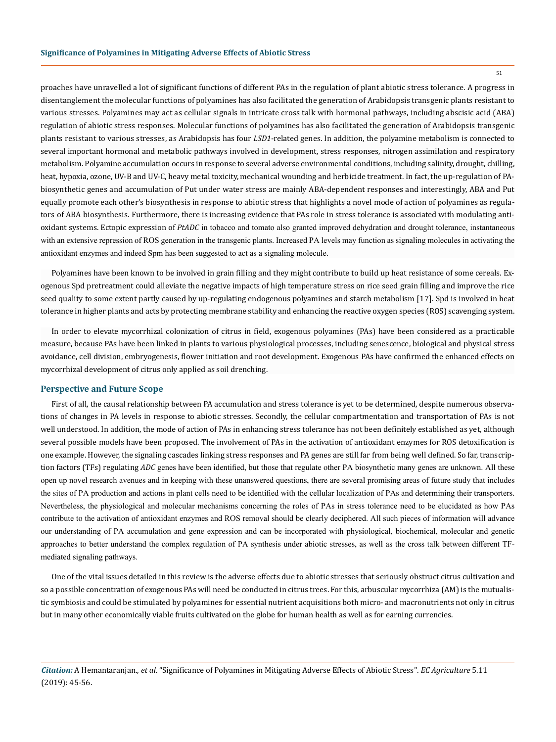proaches have unravelled a lot of significant functions of different PAs in the regulation of plant abiotic stress tolerance. A progress in disentanglement the molecular functions of polyamines has also facilitated the generation of Arabidopsis transgenic plants resistant to various stresses. Polyamines may act as cellular signals in intricate cross talk with hormonal pathways, including abscisic acid (ABA) regulation of abiotic stress responses. Molecular functions of polyamines has also facilitated the generation of Arabidopsis transgenic plants resistant to various stresses, as Arabidopsis has four *LSD1*-related genes. In addition, the polyamine metabolism is connected to several important hormonal and metabolic pathways involved in development, stress responses, nitrogen assimilation and respiratory metabolism. Polyamine accumulation occurs in response to several adverse environmental conditions, including salinity, drought, chilling, heat, hypoxia, ozone, UV-B and UV-C, heavy metal toxicity, mechanical wounding and herbicide treatment. In fact, the up-regulation of PA-biosynthetic genes and accumulation of Put under water stress are mainly ABA-dependent responses and interestingly, ABA and Put equally promote each other's biosynthesis in response to abiotic stress that highlights a novel mode of action of polyamines as regulators of ABA biosynthesis. Furthermore, there is increasing evidence that PAs role in stress tolerance is associated with modulating antioxidant systems. Ectopic expression of *PtADC* in tobacco and tomato also granted improved dehydration and drought tolerance, instantaneous with an extensive repression of ROS generation in the transgenic plants. Increased PA levels may function as signaling molecules in activating the antioxidant enzymes and indeed Spm has been suggested to act as a signaling molecule.

Polyamines have been known to be involved in grain filling and they might contribute to build up heat resistance of some cereals. Exogenous Spd pretreatment could alleviate the negative impacts of high temperature stress on rice seed grain filling and improve the rice seed quality to some extent partly caused by up-regulating endogenous polyamines and starch metabolism [17]. Spd is involved in heat tolerance in higher plants and acts by protecting membrane stability and enhancing the reactive oxygen species (ROS) scavenging system.

In order to elevate mycorrhizal colonization of citrus in field, exogenous polyamines (PAs) have been considered as a practicable measure, because PAs have been linked in plants to various physiological processes, including senescence, biological and physical stress avoidance, cell division, embryogenesis, flower initiation and root development. Exogenous PAs have confirmed the enhanced effects on mycorrhizal development of citrus only applied as soil drenching.

## Perspective and Future Scope

First of all, the causal relationship between PA accumulation and stress tolerance is yet to be determined, despite numerous observations of changes in PA levels in response to abiotic stresses. Secondly, the cellular compartmentation and transportation of PAs is not well understood. In addition, the mode of action of PAs in enhancing stress tolerance has not been definitely established as yet, although several possible models have been proposed. The involvement of PAs in the activation of antioxidant enzymes for ROS detoxification is one example. However, the signaling cascades linking stress responses and PA genes are still far from being well defined. So far, transcription factors (TFs) regulating *ADC* genes have been identified, but those that regulate other PA biosynthetic many genes are unknown. All these open up novel research avenues and in keeping with these unanswered questions, there are several promising areas of future study that includes the sites of PA production and actions in plant cells need to be identified with the cellular localization of PAs and determining their transporters. Nevertheless, the physiological and molecular mechanisms concerning the roles of PAs in stress tolerance need to be elucidated as how PAs contribute to the activation of antioxidant enzymes and ROS removal should be clearly deciphered. All such pieces of information will advance our understanding of PA accumulation and gene expression and can be incorporated with physiological, biochemical, molecular and genetic approaches to better understand the complex regulation of PA synthesis under abiotic stresses, as well as the cross talk between different TF-mediated signaling pathways.

One of the vital issues detailed in this review is the adverse effects due to abiotic stresses that seriously obstruct citrus cultivation and so a possible concentration of exogenous PAs will need be conducted in citrus trees. For this, arbuscular mycorrhiza (AM) is the mutualistic symbiosis and could be stimulated by polyamines for essential nutrient acquisitions both micro- and macronutrients not only in citrus but in many other economically viable fruits cultivated on the globe for human health as well as for earning currencies.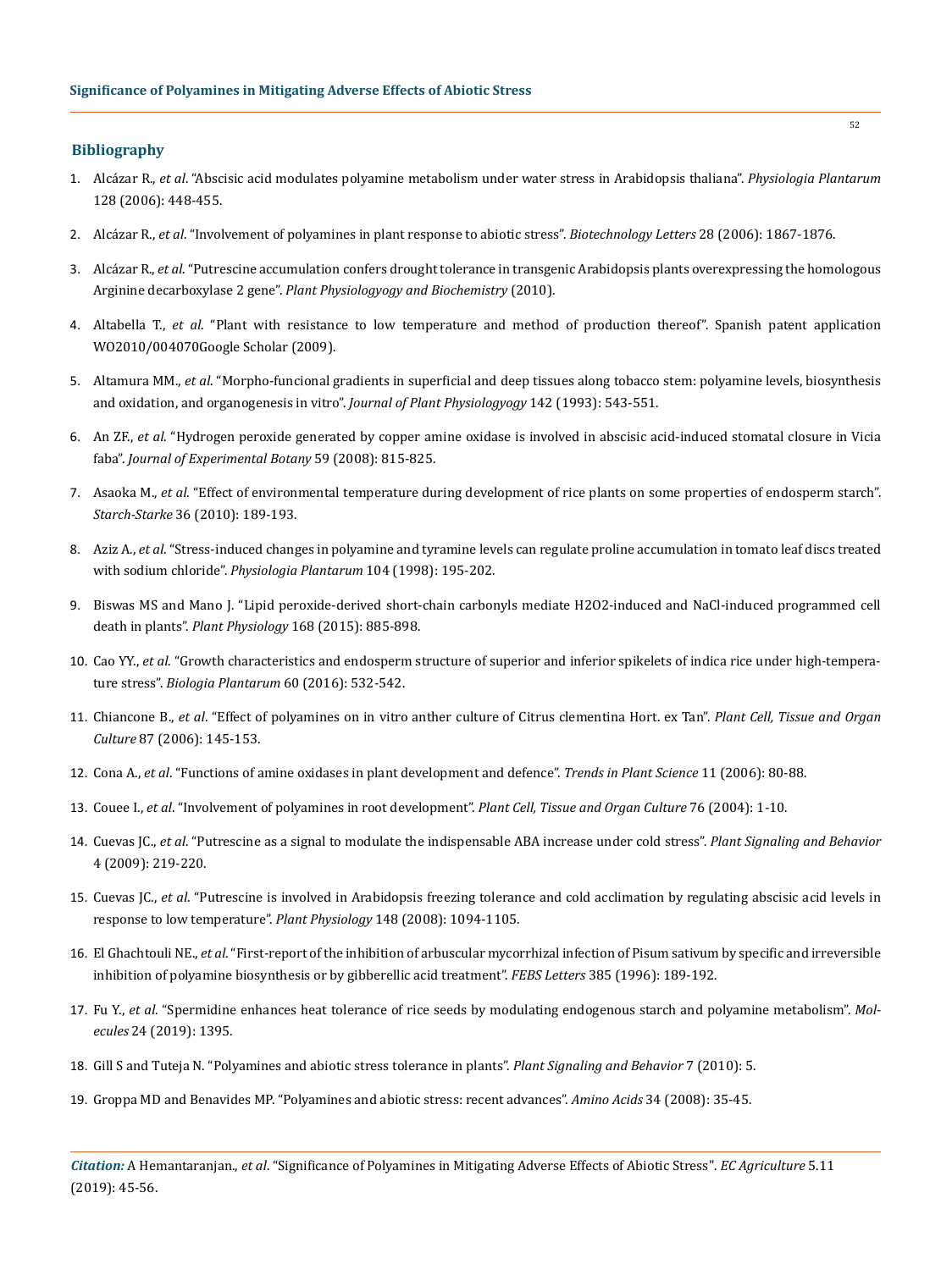## Bibliography

1. Alcázar R., *et al*. "Abscisic acid modulates polyamine metabolism under water stress in Arabidopsis thaliana". *Physiologia Plantarum* 128 (2006): 448-455.
2. Alcázar R., *et al*. "Involvement of polyamines in plant response to abiotic stress". *Biotechnology Letters* 28 (2006): 1867-1876.
3. Alcázar R., *et al*. "Putrescine accumulation confers drought tolerance in transgenic Arabidopsis plants overexpressing the homologous Arginine decarboxylase 2 gene". *Plant Physiologyogy and Biochemistry* (2010).
4. Altabella T., *et al*. "Plant with resistance to low temperature and method of production thereof". Spanish patent application WO2010/004070Google Scholar (2009).
5. Altamura MM., *et al*. "Morpho-funcional gradients in superficial and deep tissues along tobacco stem: polyamine levels, biosynthesis and oxidation, and organogenesis in vitro". *Journal of Plant Physiologyogy* 142 (1993): 543-551.
6. An ZF., *et al*. "Hydrogen peroxide generated by copper amine oxidase is involved in abscisic acid-induced stomatal closure in Vicia faba". *Journal of Experimental Botany* 59 (2008): 815-825.
7. Asaoka M., *et al*. "Effect of environmental temperature during development of rice plants on some properties of endosperm starch". *Starch-Starke* 36 (2010): 189-193.
8. Aziz A., *et al*. "Stress-induced changes in polyamine and tyramine levels can regulate proline accumulation in tomato leaf discs treated with sodium chloride". *Physiologia Plantarum* 104 (1998): 195-202.
9. Biswas MS and Mano J. "Lipid peroxide-derived short-chain carbonyls mediate H2O2-induced and NaCl-induced programmed cell death in plants". *Plant Physiology* 168 (2015): 885-898.
10. Cao YY., *et al*. "Growth characteristics and endosperm structure of superior and inferior spikelets of indica rice under high-temperature stress". *Biologia Plantarum* 60 (2016): 532-542.
11. Chiancone B., *et al*. "Effect of polyamines on in vitro anther culture of Citrus clementina Hort. ex Tan". *Plant Cell, Tissue and Organ Culture* 87 (2006): 145-153.
12. Cona A., *et al*. "Functions of amine oxidases in plant development and defence". *Trends in Plant Science* 11 (2006): 80-88.
13. Couee I., *et al*. "Involvement of polyamines in root development". *Plant Cell, Tissue and Organ Culture* 76 (2004): 1-10.
14. Cuevas JC., *et al*. "Putrescine as a signal to modulate the indispensable ABA increase under cold stress". *Plant Signaling and Behavior* 4 (2009): 219-220.
15. Cuevas JC., *et al*. "Putrescine is involved in Arabidopsis freezing tolerance and cold acclimation by regulating abscisic acid levels in response to low temperature". *Plant Physiology* 148 (2008): 1094-1105.
16. El Ghachtouli NE., *et al*. "First-report of the inhibition of arbuscular mycorrhizal infection of Pisum sativum by specific and irreversible inhibition of polyamine biosynthesis or by gibberellic acid treatment". *FEBS Letters* 385 (1996): 189-192.
17. Fu Y., *et al*. "Spermidine enhances heat tolerance of rice seeds by modulating endogenous starch and polyamine metabolism". *Molecules* 24 (2019): 1395.
18. Gill S and Tuteja N. "Polyamines and abiotic stress tolerance in plants". *Plant Signaling and Behavior* 7 (2010): 5.
19. Groppa MD and Benavides MP. "Polyamines and abiotic stress: recent advances". *Amino Acids* 34 (2008): 35-45.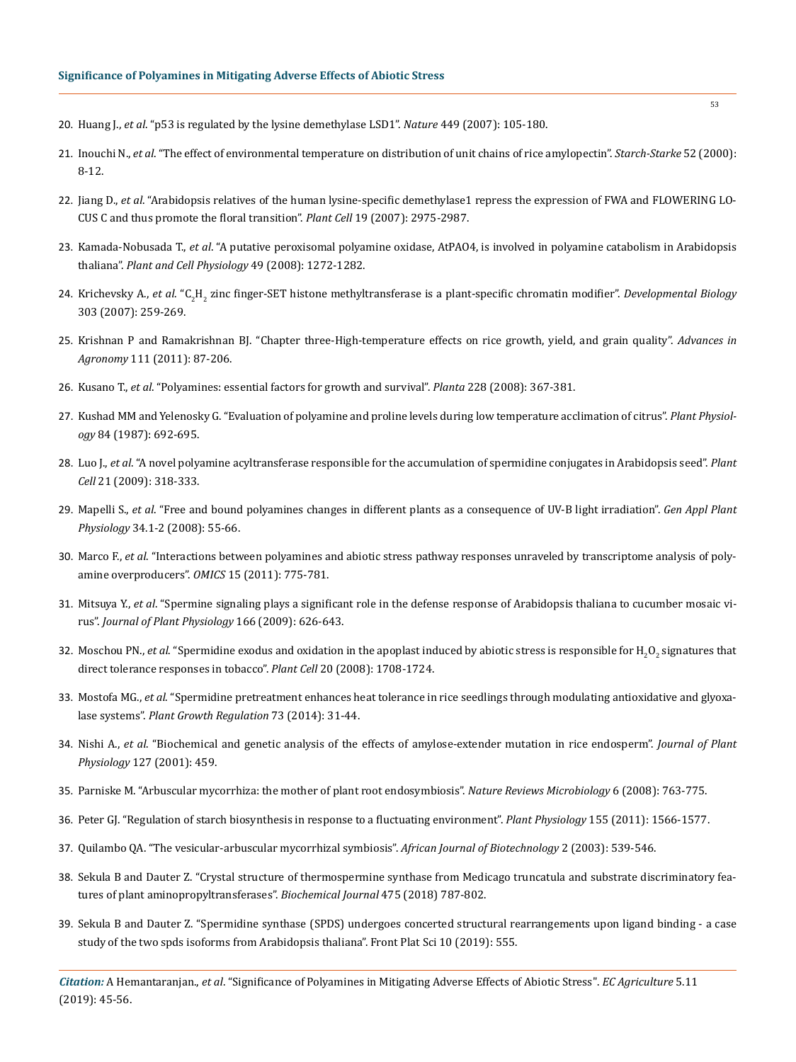20. Huang J., *et al*. "p53 is regulated by the lysine demethylase LSD1". *Nature* 449 (2007): 105-180.

21. Inouchi N., *et al*. "The effect of environmental temperature on distribution of unit chains of rice amylopectin". *Starch-Starke* 52 (2000): 8-12.

22. Jiang D., *et al*. "Arabidopsis relatives of the human lysine-specific demethylase1 repress the expression of FWA and FLOWERING LOCUS C and thus promote the floral transition". *Plant Cell* 19 (2007): 2975-2987.

23. Kamada-Nobusada T., *et al*. "A putative peroxisomal polyamine oxidase, AtPAO4, is involved in polyamine catabolism in Arabidopsis thaliana". *Plant and Cell Physiology* 49 (2008): 1272-1282.

24. Krichevsky A., *et al*. "$C_2H_2$ zinc finger-SET histone methyltransferase is a plant-specific chromatin modifier". *Developmental Biology* 303 (2007): 259-269.

25. Krishnan P and Ramakrishnan BJ. "Chapter three-High-temperature effects on rice growth, yield, and grain quality". *Advances in Agronomy* 111 (2011): 87-206.

26. Kusano T., *et al*. "Polyamines: essential factors for growth and survival". *Planta* 228 (2008): 367-381.

27. Kushad MM and Yelenosky G. "Evaluation of polyamine and proline levels during low temperature acclimation of citrus". *Plant Physiology* 84 (1987): 692-695.

28. Luo J., *et al*. "A novel polyamine acyltransferase responsible for the accumulation of spermidine conjugates in Arabidopsis seed". *Plant Cell* 21 (2009): 318-333.

29. Mapelli S., *et al*. "Free and bound polyamines changes in different plants as a consequence of UV-B light irradiation". *Gen Appl Plant Physiology* 34.1-2 (2008): 55-66.

30. Marco F., *et al*. "Interactions between polyamines and abiotic stress pathway responses unraveled by transcriptome analysis of polyamine overproducers". *OMICS* 15 (2011): 775-781.

31. Mitsuya Y., *et al*. "Spermine signaling plays a significant role in the defense response of Arabidopsis thaliana to cucumber mosaic virus". *Journal of Plant Physiology* 166 (2009): 626-643.

32. Moschou PN., *et al*. "Spermidine exodus and oxidation in the apoplast induced by abiotic stress is responsible for $H_2O_2$ signatures that direct tolerance responses in tobacco". *Plant Cell* 20 (2008): 1708-1724.

33. Mostofa MG., *et al*. "Spermidine pretreatment enhances heat tolerance in rice seedlings through modulating antioxidative and glyoxalase systems". *Plant Growth Regulation* 73 (2014): 31-44.

34. Nishi A., *et al*. "Biochemical and genetic analysis of the effects of amylose-extender mutation in rice endosperm". *Journal of Plant Physiology* 127 (2001): 459.

35. Parniske M. "Arbuscular mycorrhiza: the mother of plant root endosymbiosis". *Nature Reviews Microbiology* 6 (2008): 763-775.

36. Peter GJ. "Regulation of starch biosynthesis in response to a fluctuating environment". *Plant Physiology* 155 (2011): 1566-1577.

37. Quilambo QA. "The vesicular-arbuscular mycorrhizal symbiosis". *African Journal of Biotechnology* 2 (2003): 539-546.

38. Sekula B and Dauter Z. "Crystal structure of thermospermine synthase from Medicago truncatula and substrate discriminatory features of plant aminopropyltransferases". *Biochemical Journal* 475 (2018) 787-802.

39. Sekula B and Dauter Z. "Spermidine synthase (SPDS) undergoes concerted structural rearrangements upon ligand binding - a case study of the two spds isoforms from Arabidopsis thaliana". Front Plat Sci 10 (2019): 555.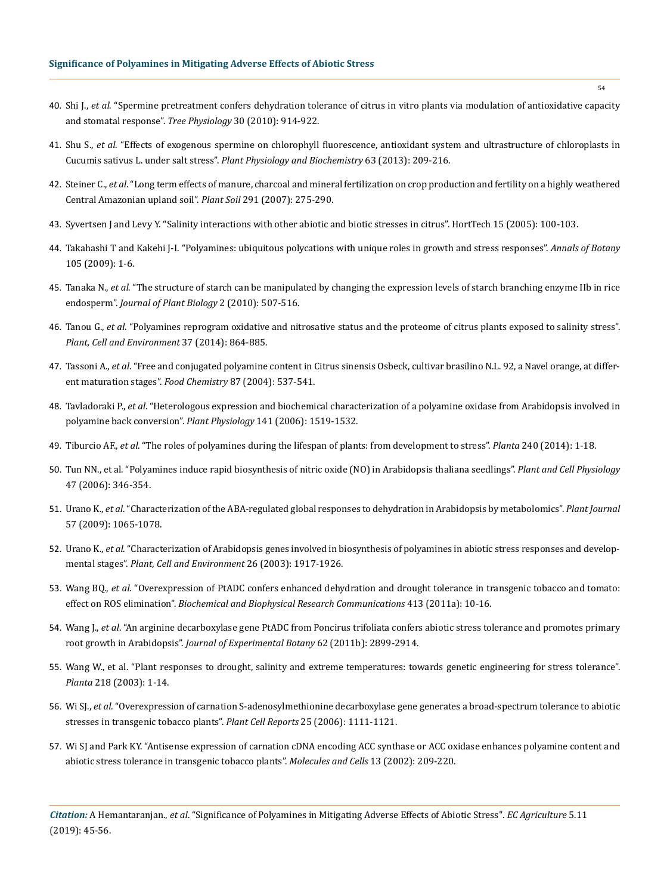40. Shi J., *et al*. "Spermine pretreatment confers dehydration tolerance of citrus in vitro plants via modulation of antioxidative capacity and stomatal response". *Tree Physiology* 30 (2010): 914-922.

41. Shu S., *et al*. "Effects of exogenous spermine on chlorophyll fluorescence, antioxidant system and ultrastructure of chloroplasts in Cucumis sativus L. under salt stress". *Plant Physiology and Biochemistry* 63 (2013): 209-216.

42. Steiner C., *et al*. "Long term effects of manure, charcoal and mineral fertilization on crop production and fertility on a highly weathered Central Amazonian upland soil". *Plant Soil* 291 (2007): 275-290.

43. Syvertsen J and Levy Y. "Salinity interactions with other abiotic and biotic stresses in citrus". HortTech 15 (2005): 100-103.

44. Takahashi T and Kakehi J-I. "Polyamines: ubiquitous polycations with unique roles in growth and stress responses". *Annals of Botany* 105 (2009): 1-6.

45. Tanaka N., *et al*. "The structure of starch can be manipulated by changing the expression levels of starch branching enzyme IIb in rice endosperm". *Journal of Plant Biology* 2 (2010): 507-516.

46. Tanou G., *et al*. "Polyamines reprogram oxidative and nitrosative status and the proteome of citrus plants exposed to salinity stress". *Plant, Cell and Environment* 37 (2014): 864-885.

47. Tassoni A., *et al*. "Free and conjugated polyamine content in Citrus sinensis Osbeck, cultivar brasilino N.L. 92, a Navel orange, at different maturation stages". *Food Chemistry* 87 (2004): 537-541.

48. Tavladoraki P., *et al*. "Heterologous expression and biochemical characterization of a polyamine oxidase from Arabidopsis involved in polyamine back conversion". *Plant Physiology* 141 (2006): 1519-1532.

49. Tiburcio AF., *et al*. "The roles of polyamines during the lifespan of plants: from development to stress". *Planta* 240 (2014): 1-18.

50. Tun NN., et al. "Polyamines induce rapid biosynthesis of nitric oxide (NO) in Arabidopsis thaliana seedlings". *Plant and Cell Physiology* 47 (2006): 346-354.

51. Urano K., *et al*. "Characterization of the ABA-regulated global responses to dehydration in Arabidopsis by metabolomics". *Plant Journal* 57 (2009): 1065-1078.

52. Urano K., *et al*. "Characterization of Arabidopsis genes involved in biosynthesis of polyamines in abiotic stress responses and developmental stages". *Plant, Cell and Environment* 26 (2003): 1917-1926.

53. Wang BQ., *et al*. "Overexpression of PtADC confers enhanced dehydration and drought tolerance in transgenic tobacco and tomato: effect on ROS elimination". *Biochemical and Biophysical Research Communications* 413 (2011a): 10-16.

54. Wang J., *et al*. "An arginine decarboxylase gene PtADC from Poncirus trifoliata confers abiotic stress tolerance and promotes primary root growth in Arabidopsis". *Journal of Experimental Botany* 62 (2011b): 2899-2914.

55. Wang W., et al. "Plant responses to drought, salinity and extreme temperatures: towards genetic engineering for stress tolerance". *Planta* 218 (2003): 1-14.

56. Wi SJ., *et al*. "Overexpression of carnation S-adenosylmethionine decarboxylase gene generates a broad-spectrum tolerance to abiotic stresses in transgenic tobacco plants". *Plant Cell Reports* 25 (2006): 1111-1121.

57. Wi SJ and Park KY. "Antisense expression of carnation cDNA encoding ACC synthase or ACC oxidase enhances polyamine content and abiotic stress tolerance in transgenic tobacco plants". *Molecules and Cells* 13 (2002): 209-220.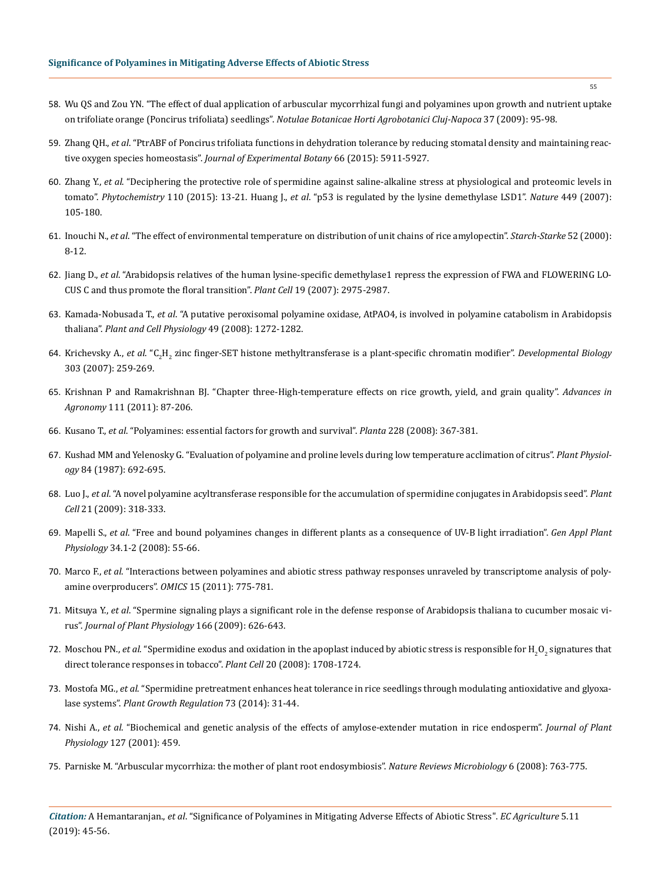58. Wu QS and Zou YN. "The effect of dual application of arbuscular mycorrhizal fungi and polyamines upon growth and nutrient uptake on trifoliate orange (Poncirus trifoliata) seedlings". *Notulae Botanicae Horti Agrobotanici Cluj-Napoca* 37 (2009): 95-98.

59. Zhang QH., *et al*. "PtrABF of Poncirus trifoliata functions in dehydration tolerance by reducing stomatal density and maintaining reactive oxygen species homeostasis". *Journal of Experimental Botany* 66 (2015): 5911-5927.

60. Zhang Y., *et al*. "Deciphering the protective role of spermidine against saline-alkaline stress at physiological and proteomic levels in tomato". *Phytochemistry* 110 (2015): 13-21. Huang J., *et al*. "p53 is regulated by the lysine demethylase LSD1". *Nature* 449 (2007): 105-180.

61. Inouchi N., *et al*. "The effect of environmental temperature on distribution of unit chains of rice amylopectin". *Starch-Starke* 52 (2000): 8-12.

62. Jiang D., *et al*. "Arabidopsis relatives of the human lysine-specific demethylase1 repress the expression of FWA and FLOWERING LOCUS C and thus promote the floral transition". *Plant Cell* 19 (2007): 2975-2987.

63. Kamada-Nobusada T., *et al*. "A putative peroxisomal polyamine oxidase, AtPAO4, is involved in polyamine catabolism in Arabidopsis thaliana". *Plant and Cell Physiology* 49 (2008): 1272-1282.

64. Krichevsky A., *et al*. "$C_2H_2$ zinc finger-SET histone methyltransferase is a plant-specific chromatin modifier". *Developmental Biology* 303 (2007): 259-269.

65. Krishnan P and Ramakrishnan BJ. "Chapter three-High-temperature effects on rice growth, yield, and grain quality". *Advances in Agronomy* 111 (2011): 87-206.

66. Kusano T., *et al*. "Polyamines: essential factors for growth and survival". *Planta* 228 (2008): 367-381.

67. Kushad MM and Yelenosky G. "Evaluation of polyamine and proline levels during low temperature acclimation of citrus". *Plant Physiology* 84 (1987): 692-695.

68. Luo J., *et al*. "A novel polyamine acyltransferase responsible for the accumulation of spermidine conjugates in Arabidopsis seed". *Plant Cell* 21 (2009): 318-333.

69. Mapelli S., *et al*. "Free and bound polyamines changes in different plants as a consequence of UV-B light irradiation". *Gen Appl Plant Physiology* 34.1-2 (2008): 55-66.

70. Marco F., *et al*. "Interactions between polyamines and abiotic stress pathway responses unraveled by transcriptome analysis of polyamine overproducers". *OMICS* 15 (2011): 775-781.

71. Mitsuya Y., *et al*. "Spermine signaling plays a significant role in the defense response of Arabidopsis thaliana to cucumber mosaic virus". *Journal of Plant Physiology* 166 (2009): 626-643.

72. Moschou PN., *et al*. "Spermidine exodus and oxidation in the apoplast induced by abiotic stress is responsible for $H_2O_2$ signatures that direct tolerance responses in tobacco". *Plant Cell* 20 (2008): 1708-1724.

73. Mostofa MG., *et al*. "Spermidine pretreatment enhances heat tolerance in rice seedlings through modulating antioxidative and glyoxalase systems". *Plant Growth Regulation* 73 (2014): 31-44.

74. Nishi A., *et al*. "Biochemical and genetic analysis of the effects of amylose-extender mutation in rice endosperm". *Journal of Plant Physiology* 127 (2001): 459.

75. Parniske M. "Arbuscular mycorrhiza: the mother of plant root endosymbiosis". *Nature Reviews Microbiology* 6 (2008): 763-775.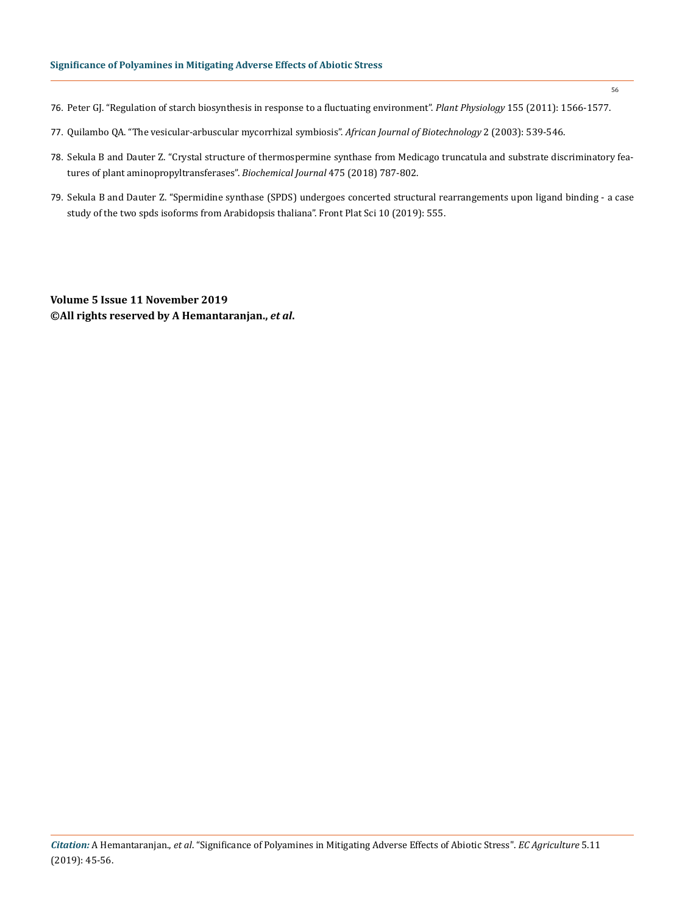76. Peter GJ. "Regulation of starch biosynthesis in response to a fluctuating environment". *Plant Physiology* 155 (2011): 1566-1577.

77. Quilambo QA. "The vesicular-arbuscular mycorrhizal symbiosis". *African Journal of Biotechnology* 2 (2003): 539-546.

78. Sekula B and Dauter Z. "Crystal structure of thermospermine synthase from Medicago truncatula and substrate discriminatory features of plant aminopropyltransferases". *Biochemical Journal* 475 (2018) 787-802.

79. Sekula B and Dauter Z. "Spermidine synthase (SPDS) undergoes concerted structural rearrangements upon ligand binding - a case study of the two spds isoforms from Arabidopsis thaliana". Front Plat Sci 10 (2019): 555.

**Volume 5 Issue 11 November 2019**
**©All rights reserved by A Hemantaranjan., *et al*.**